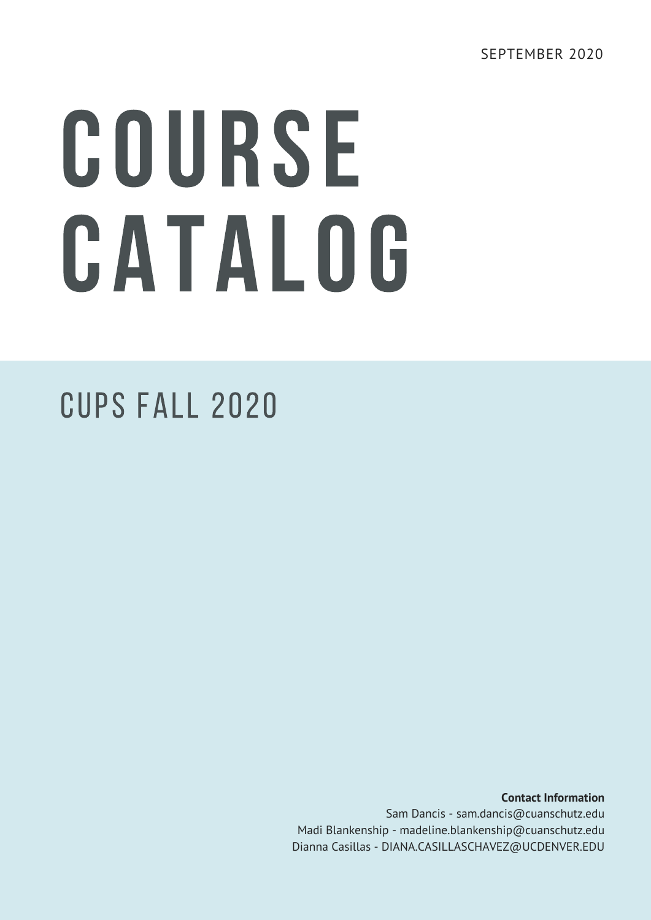SEPTEMBER 2020

# COURSE CATALOG

## CUPS FALL 2020

**Contact Information**

Sam Dancis - sam.dancis@cuanschutz.edu
Madi Blankenship - madeline.blankenship@cuanschutz.edu
Dianna Casillas - DIANA.CASILLASCHAVEZ@UCDENVER.EDU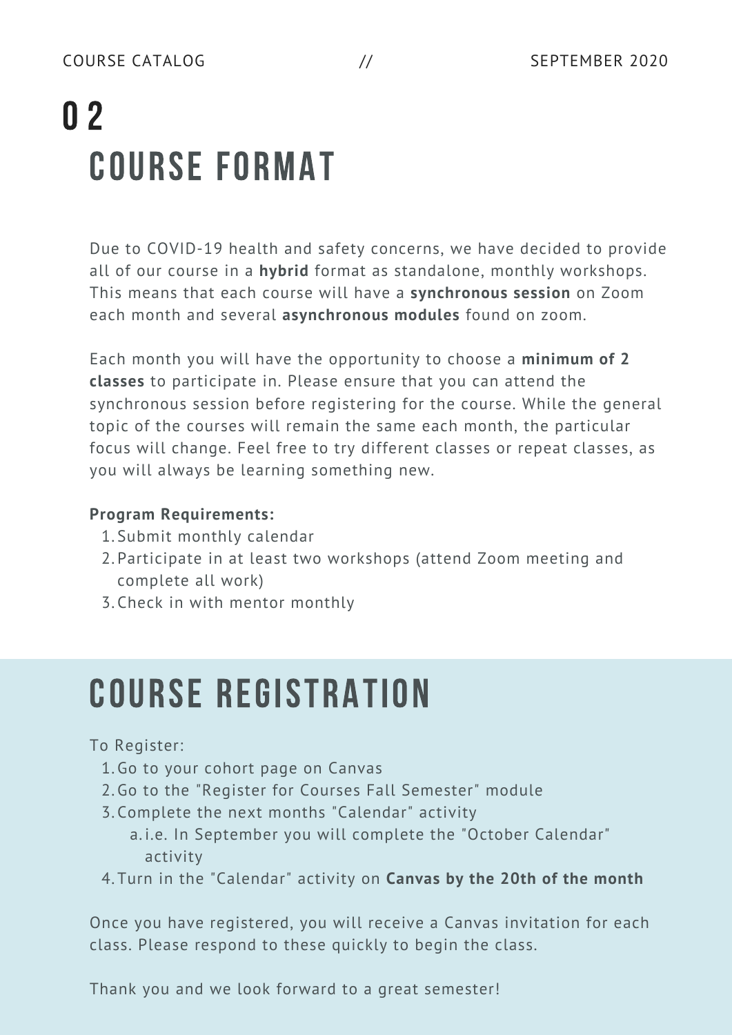# 02 COURSE FORMAT

Due to COVID-19 health and safety concerns, we have decided to provide all of our course in a **hybrid** format as standalone, monthly workshops. This means that each course will have a **synchronous session** on Zoom each month and several **asynchronous modules** found on zoom.

Each month you will have the opportunity to choose a **minimum of 2 classes** to participate in. Please ensure that you can attend the synchronous session before registering for the course. While the general topic of the courses will remain the same each month, the particular focus will change. Feel free to try different classes or repeat classes, as you will always be learning something new.

**Program Requirements:**

1. Submit monthly calendar
2. Participate in at least two workshops (attend Zoom meeting and complete all work)
3. Check in with mentor monthly

# COURSE REGISTRATION

To Register:

1. Go to your cohort page on Canvas
2. Go to the "Register for Courses Fall Semester" module
3. Complete the next months "Calendar" activity
   a. i.e. In September you will complete the "October Calendar" activity
4. Turn in the "Calendar" activity on **Canvas by the 20th of the month**

Once you have registered, you will receive a Canvas invitation for each class. Please respond to these quickly to begin the class.

Thank you and we look forward to a great semester!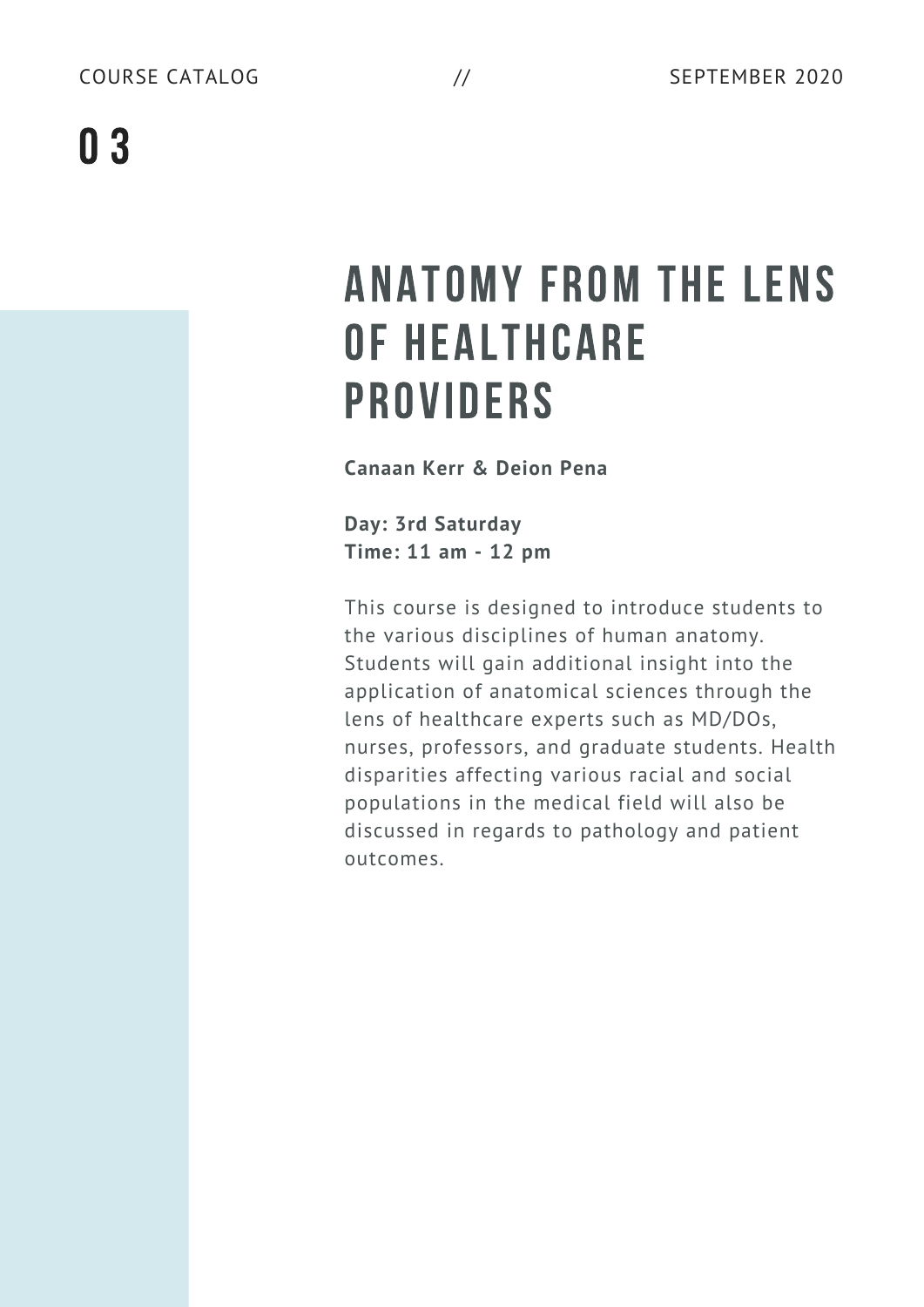# 03

## ANATOMY FROM THE LENS OF HEALTHCARE PROVIDERS

**Canaan Kerr & Deion Pena**

**Day: 3rd Saturday**
**Time: 11 am - 12 pm**

This course is designed to introduce students to the various disciplines of human anatomy. Students will gain additional insight into the application of anatomical sciences through the lens of healthcare experts such as MD/DOs, nurses, professors, and graduate students. Health disparities affecting various racial and social populations in the medical field will also be discussed in regards to pathology and patient outcomes.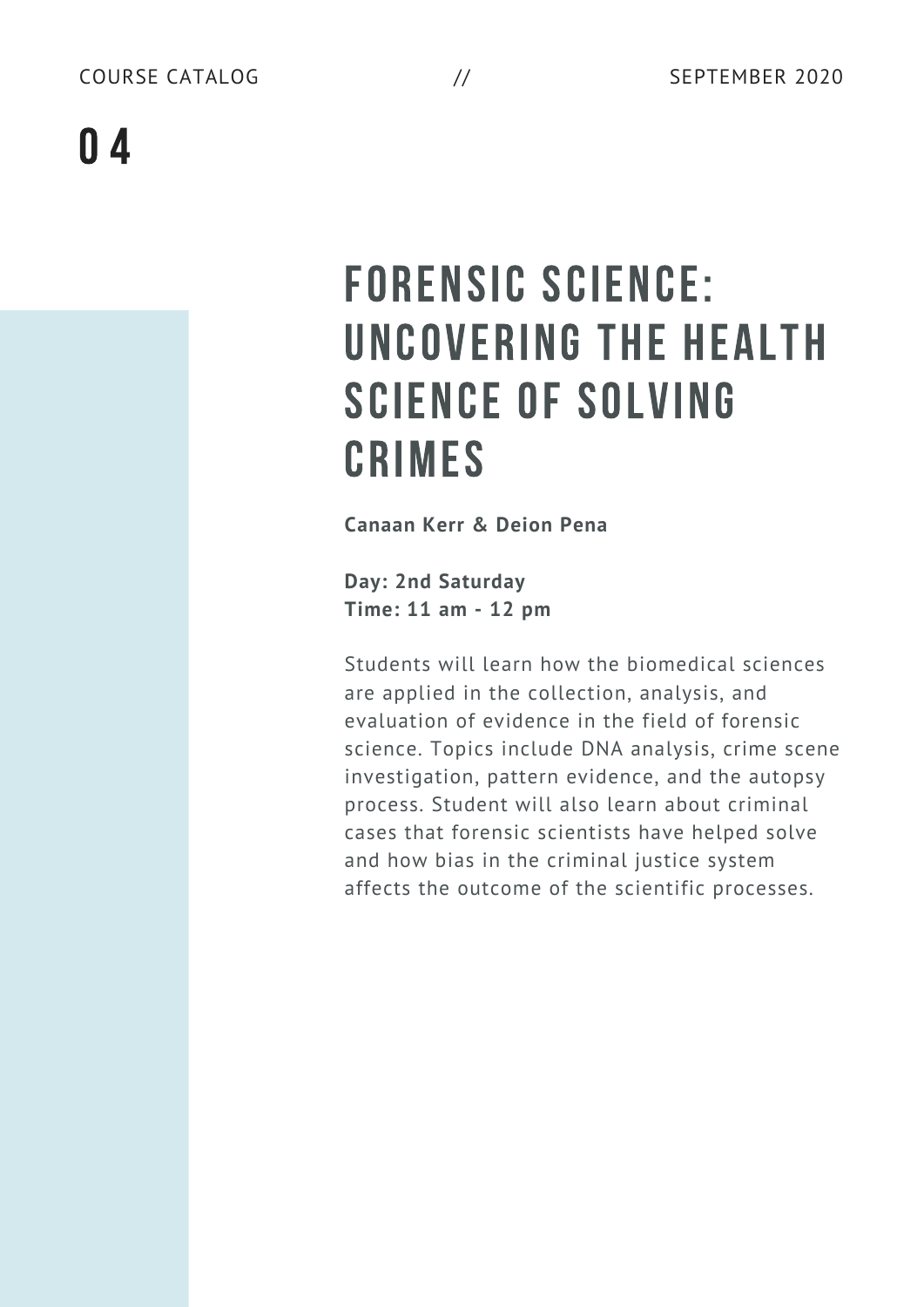# Forensic Science: Uncovering the Health Science of Solving Crimes

**Canaan Kerr & Deion Pena**

**Day: 2nd Saturday**
**Time: 11 am - 12 pm**

Students will learn how the biomedical sciences are applied in the collection, analysis, and evaluation of evidence in the field of forensic science. Topics include DNA analysis, crime scene investigation, pattern evidence, and the autopsy process. Student will also learn about criminal cases that forensic scientists have helped solve and how bias in the criminal justice system affects the outcome of the scientific processes.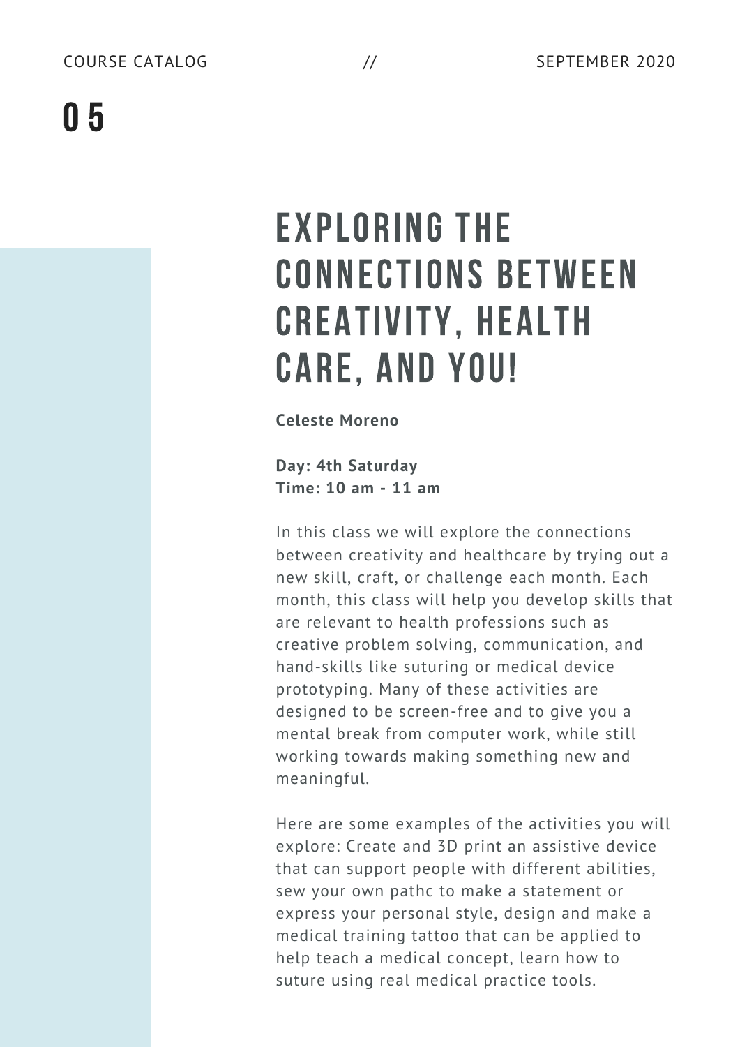# EXPLORING THE CONNECTIONS BETWEEN CREATIVITY, HEALTH CARE, AND YOU!

**Celeste Moreno**

**Day: 4th Saturday**
**Time: 10 am - 11 am**

In this class we will explore the connections between creativity and healthcare by trying out a new skill, craft, or challenge each month. Each month, this class will help you develop skills that are relevant to health professions such as creative problem solving, communication, and hand-skills like suturing or medical device prototyping. Many of these activities are designed to be screen-free and to give you a mental break from computer work, while still working towards making something new and meaningful.

Here are some examples of the activities you will explore: Create and 3D print an assistive device that can support people with different abilities, sew your own pathc to make a statement or express your personal style, design and make a medical training tattoo that can be applied to help teach a medical concept, learn how to suture using real medical practice tools.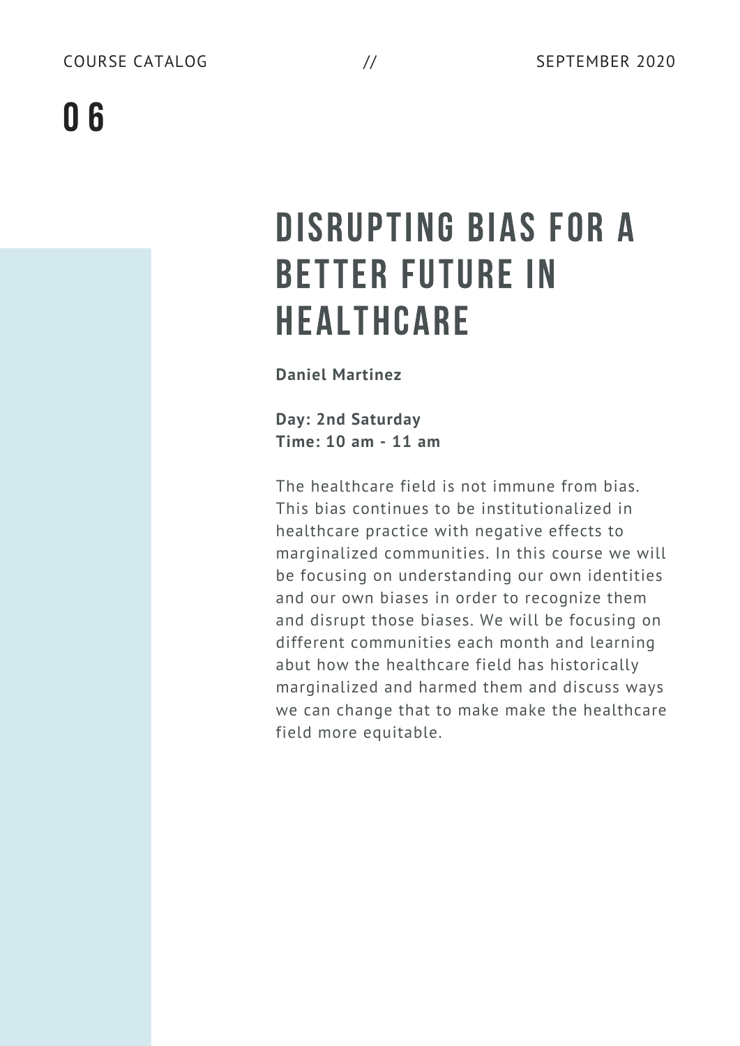# 06

# DISRUPTING BIAS FOR A BETTER FUTURE IN HEALTHCARE

**Daniel Martinez**

**Day: 2nd Saturday**
**Time: 10 am - 11 am**

The healthcare field is not immune from bias. This bias continues to be institutionalized in healthcare practice with negative effects to marginalized communities. In this course we will be focusing on understanding our own identities and our own biases in order to recognize them and disrupt those biases. We will be focusing on different communities each month and learning abut how the healthcare field has historically marginalized and harmed them and discuss ways we can change that to make make the healthcare field more equitable.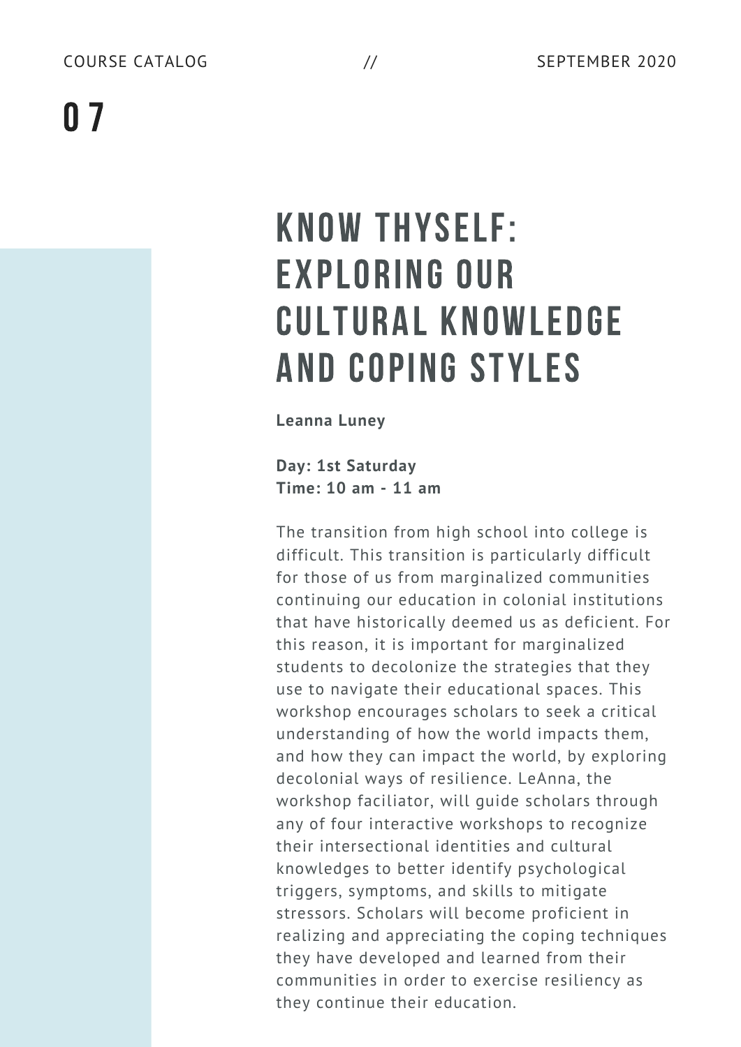# 07

## KNOW THYSELF: EXPLORING OUR CULTURAL KNOWLEDGE AND COPING STYLES

**Leanna Luney**

**Day: 1st Saturday**
**Time: 10 am - 11 am**

The transition from high school into college is difficult. This transition is particularly difficult for those of us from marginalized communities continuing our education in colonial institutions that have historically deemed us as deficient. For this reason, it is important for marginalized students to decolonize the strategies that they use to navigate their educational spaces. This workshop encourages scholars to seek a critical understanding of how the world impacts them, and how they can impact the world, by exploring decolonial ways of resilience. LeAnna, the workshop faciliator, will guide scholars through any of four interactive workshops to recognize their intersectional identities and cultural knowledges to better identify psychological triggers, symptoms, and skills to mitigate stressors. Scholars will become proficient in realizing and appreciating the coping techniques they have developed and learned from their communities in order to exercise resiliency as they continue their education.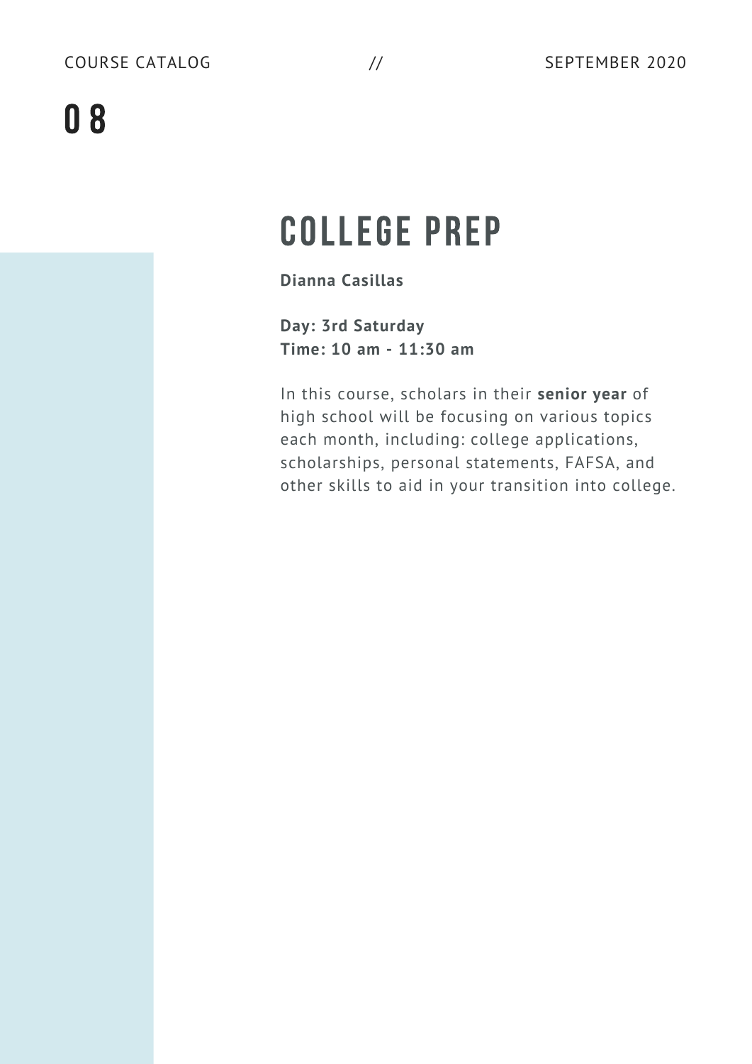# COLLEGE PREP

**Dianna Casillas**

**Day: 3rd Saturday**
**Time: 10 am - 11:30 am**

In this course, scholars in their **senior year** of high school will be focusing on various topics each month, including: college applications, scholarships, personal statements, FAFSA, and other skills to aid in your transition into college.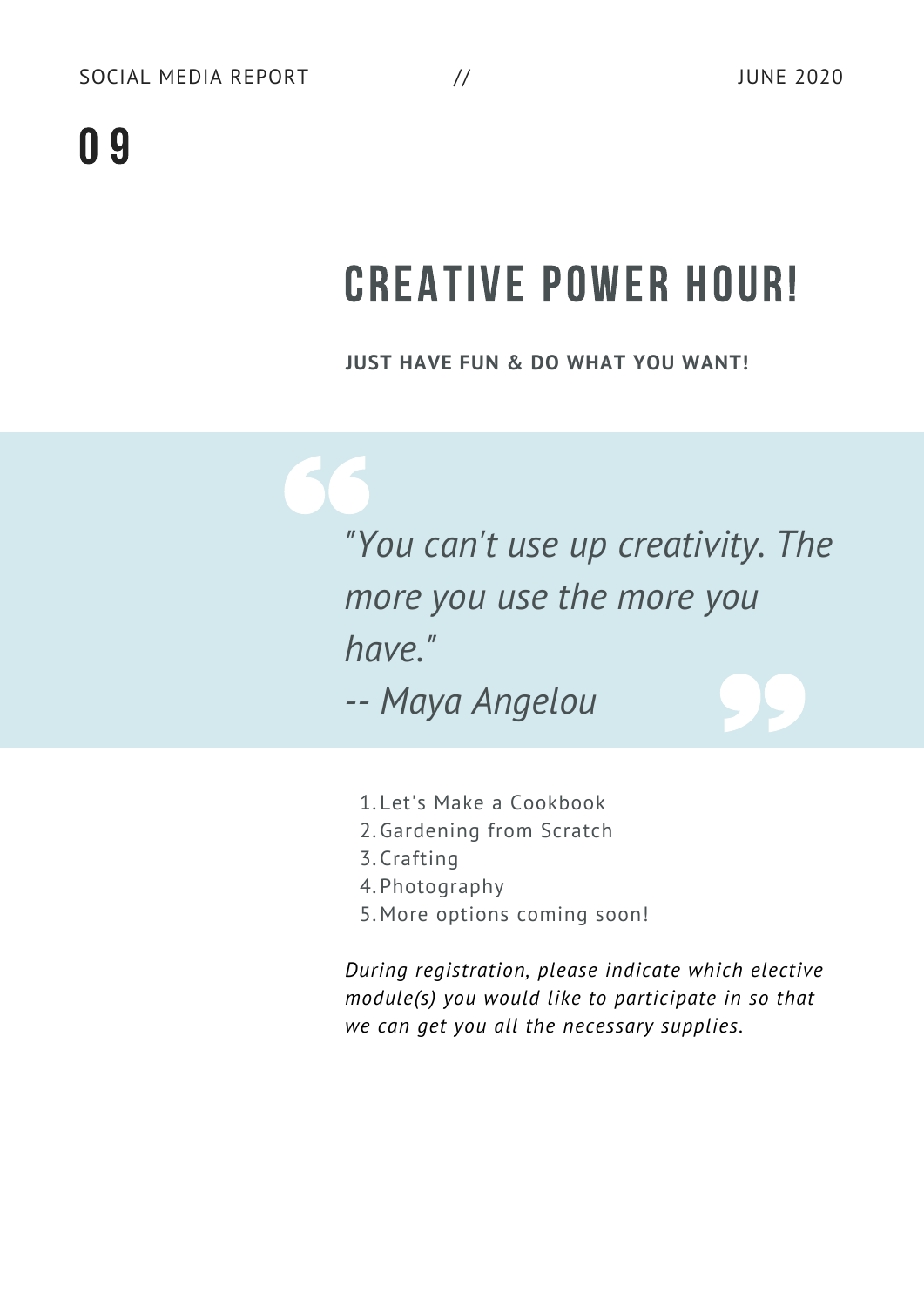# CREATIVE POWER HOUR!

**JUST HAVE FUN & DO WHAT YOU WANT!**

> *"You can't use up creativity. The more you use the more you have."*
> *-- Maya Angelou*

1. Let's Make a Cookbook
2. Gardening from Scratch
3. Crafting
4. Photography
5. More options coming soon!

*During registration, please indicate which elective module(s) you would like to participate in so that we can get you all the necessary supplies.*